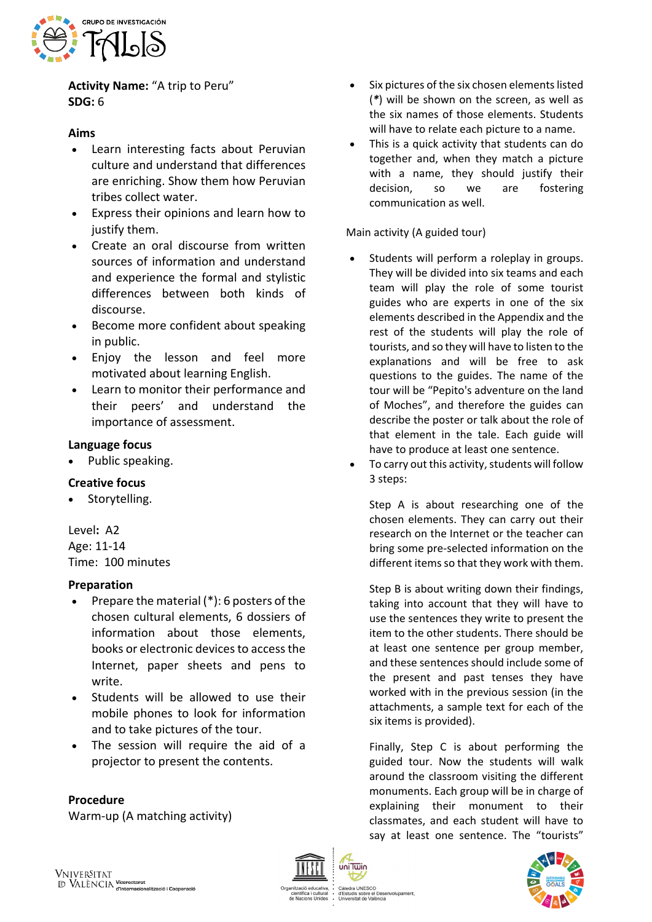**Activity Name:** "A trip to Peru"
**SDG:** 6

## Aims

- Learn interesting facts about Peruvian culture and understand that differences are enriching. Show them how Peruvian tribes collect water.
- Express their opinions and learn how to justify them.
- Create an oral discourse from written sources of information and understand and experience the formal and stylistic differences between both kinds of discourse.
- Become more confident about speaking in public.
- Enjoy the lesson and feel more motivated about learning English.
- Learn to monitor their performance and their peers' and understand the importance of assessment.

## Language focus

- Public speaking.

## Creative focus

- Storytelling.

Level: A2
Age: 11-14
Time: 100 minutes

## Preparation

- Prepare the material (*): 6 posters of the chosen cultural elements, 6 dossiers of information about those elements, books or electronic devices to access the Internet, paper sheets and pens to write.
- Students will be allowed to use their mobile phones to look for information and to take pictures of the tour.
- The session will require the aid of a projector to present the contents.

## Procedure

Warm-up (A matching activity)

- Six pictures of the six chosen elements listed (*) will be shown on the screen, as well as the six names of those elements. Students will have to relate each picture to a name.
- This is a quick activity that students can do together and, when they match a picture with a name, they should justify their decision, so we are fostering communication as well.

Main activity (A guided tour)

- Students will perform a roleplay in groups. They will be divided into six teams and each team will play the role of some tourist guides who are experts in one of the six elements described in the Appendix and the rest of the students will play the role of tourists, and so they will have to listen to the explanations and will be free to ask questions to the guides. The name of the tour will be "Pepito's adventure on the land of Moches", and therefore the guides can describe the poster or talk about the role of that element in the tale. Each guide will have to produce at least one sentence.
- To carry out this activity, students will follow 3 steps:

  Step A is about researching one of the chosen elements. They can carry out their research on the Internet or the teacher can bring some pre-selected information on the different items so that they work with them.

  Step B is about writing down their findings, taking into account that they will have to use the sentences they write to present the item to the other students. There should be at least one sentence per group member, and these sentences should include some of the present and past tenses they have worked with in the previous session (in the attachments, a sample text for each of the six items is provided).

  Finally, Step C is about performing the guided tour. Now the students will walk around the classroom visiting the different monuments. Each group will be in charge of explaining their monument to their classmates, and each student will have to say at least one sentence. The "tourists"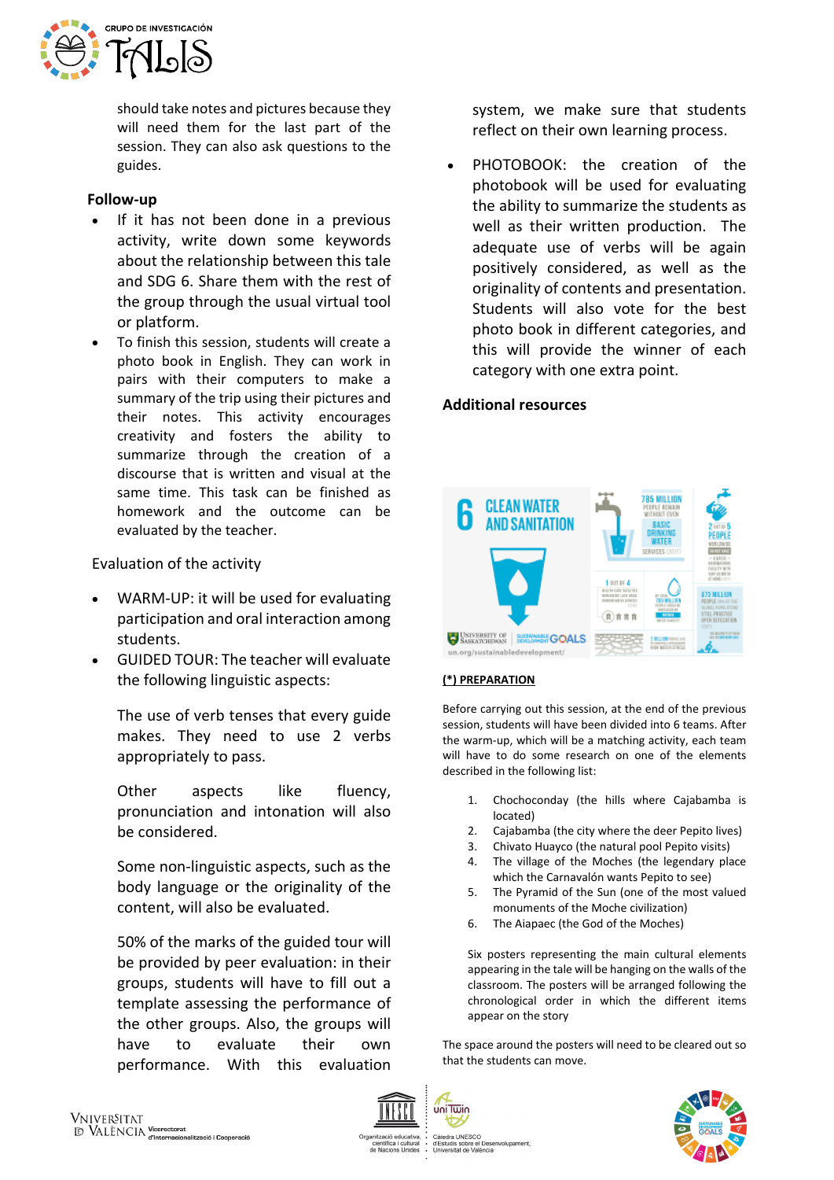should take notes and pictures because they will need them for the last part of the session. They can also ask questions to the guides.

**Follow-up**

- If it has not been done in a previous activity, write down some keywords about the relationship between this tale and SDG 6. Share them with the rest of the group through the usual virtual tool or platform.
- To finish this session, students will create a photo book in English. They can work in pairs with their computers to make a summary of the trip using their pictures and their notes. This activity encourages creativity and fosters the ability to summarize through the creation of a discourse that is written and visual at the same time. This task can be finished as homework and the outcome can be evaluated by the teacher.

Evaluation of the activity

- WARM-UP: it will be used for evaluating participation and oral interaction among students.
- GUIDED TOUR: The teacher will evaluate the following linguistic aspects:

  The use of verb tenses that every guide makes. They need to use 2 verbs appropriately to pass.

  Other aspects like fluency, pronunciation and intonation will also be considered.

  Some non-linguistic aspects, such as the body language or the originality of the content, will also be evaluated.

  50% of the marks of the guided tour will be provided by peer evaluation: in their groups, students will have to fill out a template assessing the performance of the other groups. Also, the groups will have to evaluate their own performance. With this evaluation system, we make sure that students reflect on their own learning process.

- PHOTOBOOK: the creation of the photobook will be used for evaluating the ability to summarize the students as well as their written production. The adequate use of verbs will be again positively considered, as well as the originality of contents and presentation. Students will also vote for the best photo book in different categories, and this will provide the winner of each category with one extra point.

**Additional resources**

**(*) PREPARATION**

Before carrying out this session, at the end of the previous session, students will have been divided into 6 teams. After the warm-up, which will be a matching activity, each team will have to do some research on one of the elements described in the following list:

1. Chochoconday (the hills where Cajabamba is located)
2. Cajabamba (the city where the deer Pepito lives)
3. Chivato Huayco (the natural pool Pepito visits)
4. The village of the Moches (the legendary place which the Carnavalón wants Pepito to see)
5. The Pyramid of the Sun (one of the most valued monuments of the Moche civilization)
6. The Aiapaec (the God of the Moches)

Six posters representing the main cultural elements appearing in the tale will be hanging on the walls of the classroom. The posters will be arranged following the chronological order in which the different items appear on the story

The space around the posters will need to be cleared out so that the students can move.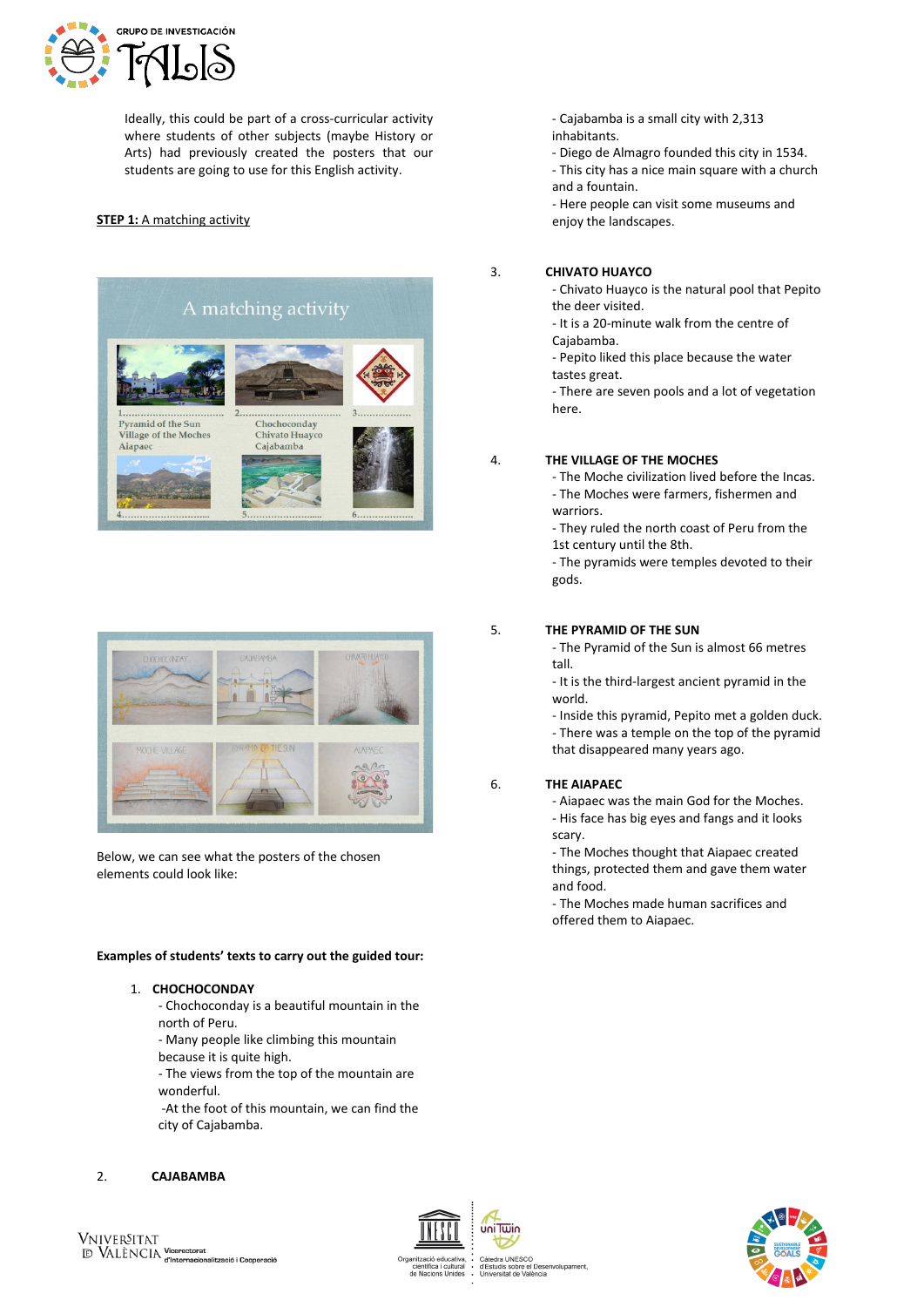Ideally, this could be part of a cross-curricular activity where students of other subjects (maybe History or Arts) had previously created the posters that our students are going to use for this English activity.

**STEP 1:** A matching activity

Below, we can see what the posters of the chosen elements could look like:

**Examples of students' texts to carry out the guided tour:**

1. **CHOCHOCONDAY**
   - Chochoconday is a beautiful mountain in the north of Peru.
   - Many people like climbing this mountain because it is quite high.
   - The views from the top of the mountain are wonderful.
   - At the foot of this mountain, we can find the city of Cajabamba.

2. **CAJABAMBA**
   - Cajabamba is a small city with 2,313 inhabitants.
   - Diego de Almagro founded this city in 1534.
   - This city has a nice main square with a church and a fountain.
   - Here people can visit some museums and enjoy the landscapes.

3. **CHIVATO HUAYCO**
   - Chivato Huayco is the natural pool that Pepito the deer visited.
   - It is a 20-minute walk from the centre of Cajabamba.
   - Pepito liked this place because the water tastes great.
   - There are seven pools and a lot of vegetation here.

4. **THE VILLAGE OF THE MOCHES**
   - The Moche civilization lived before the Incas.
   - The Moches were farmers, fishermen and warriors.
   - They ruled the north coast of Peru from the 1st century until the 8th.
   - The pyramids were temples devoted to their gods.

5. **THE PYRAMID OF THE SUN**
   - The Pyramid of the Sun is almost 66 metres tall.
   - It is the third-largest ancient pyramid in the world.
   - Inside this pyramid, Pepito met a golden duck.
   - There was a temple on the top of the pyramid that disappeared many years ago.

6. **THE AIAPAEC**
   - Aiapaec was the main God for the Moches.
   - His face has big eyes and fangs and it looks scary.
   - The Moches thought that Aiapaec created things, protected them and gave them water and food.
   - The Moches made human sacrifices and offered them to Aiapaec.